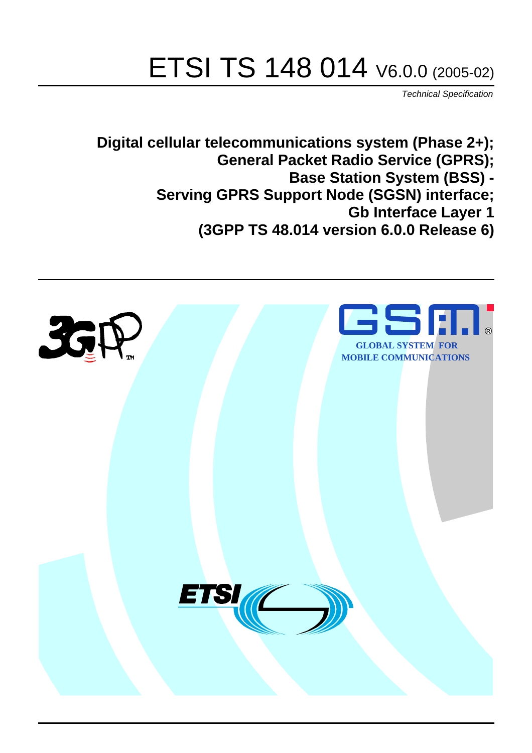# ETSI TS 148 014 V6.0.0 (2005-02)

*Technical Specification*

**Digital cellular telecommunications system (Phase 2+); General Packet Radio Service (GPRS); Base Station System (BSS) - Serving GPRS Support Node (SGSN) interface; Gb Interface Layer 1 (3GPP TS 48.014 version 6.0.0 Release 6)**

GLOBAL SYSTEM FOR MOBILE COMMUNICATIONS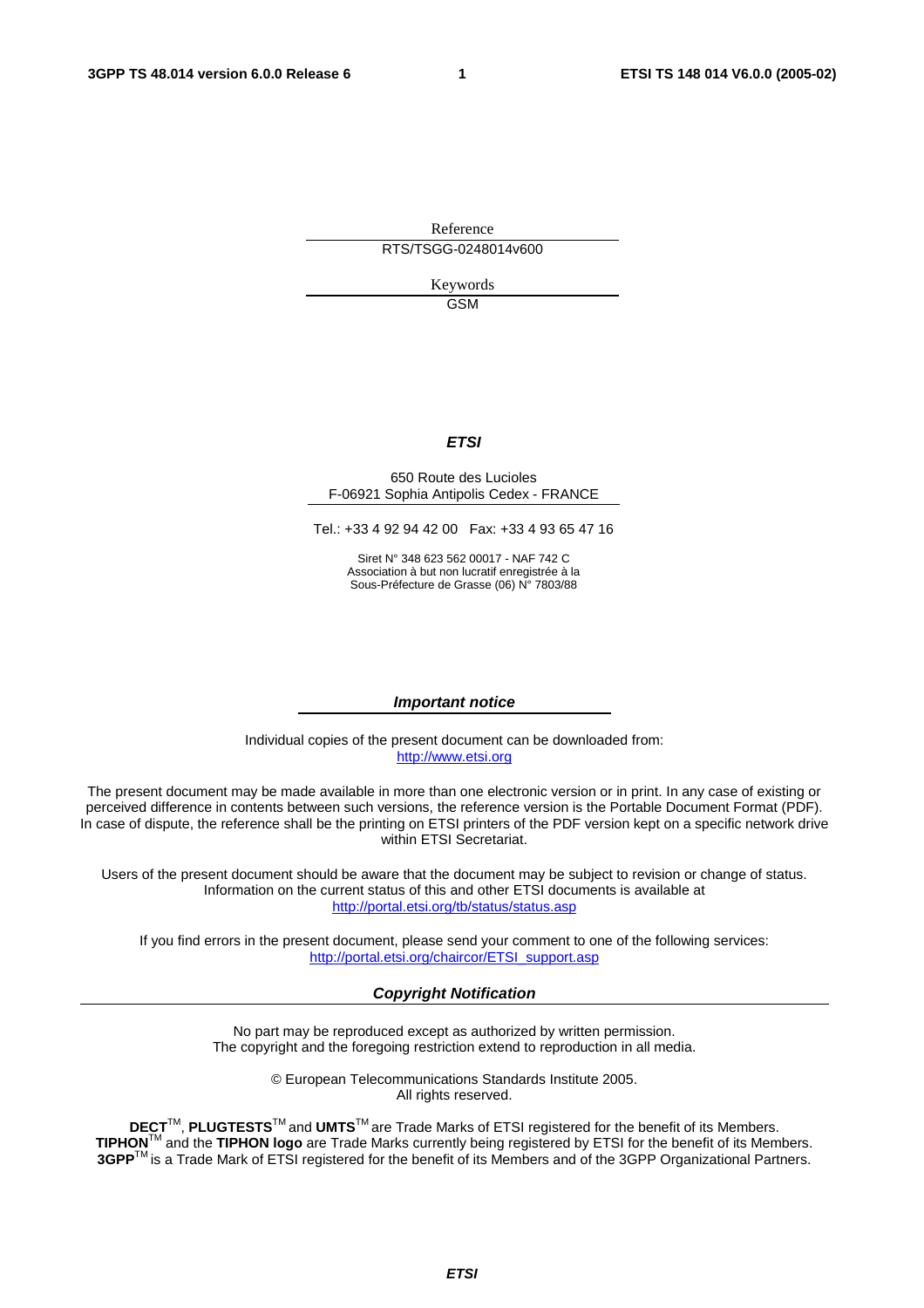Reference

RTS/TSGG-0248014v600

Keywords

GSM

***ETSI***

650 Route des Lucioles
F-06921 Sophia Antipolis Cedex - FRANCE

Tel.: +33 4 92 94 42 00 Fax: +33 4 93 65 47 16

Siret N° 348 623 562 00017 - NAF 742 C
Association à but non lucratif enregistrée à la
Sous-Préfecture de Grasse (06) N° 7803/88

***Important notice***

Individual copies of the present document can be downloaded from:
http://www.etsi.org

The present document may be made available in more than one electronic version or in print. In any case of existing or perceived difference in contents between such versions, the reference version is the Portable Document Format (PDF). In case of dispute, the reference shall be the printing on ETSI printers of the PDF version kept on a specific network drive within ETSI Secretariat.

Users of the present document should be aware that the document may be subject to revision or change of status. Information on the current status of this and other ETSI documents is available at
http://portal.etsi.org/tb/status/status.asp

If you find errors in the present document, please send your comment to one of the following services:
http://portal.etsi.org/chaircor/ETSI_support.asp

***Copyright Notification***

No part may be reproduced except as authorized by written permission.
The copyright and the foregoing restriction extend to reproduction in all media.

© European Telecommunications Standards Institute 2005.
All rights reserved.

**DECT**TM, **PLUGTESTS**TM and **UMTS**TM are Trade Marks of ETSI registered for the benefit of its Members.
**TIPHON**TM and the **TIPHON logo** are Trade Marks currently being registered by ETSI for the benefit of its Members.
**3GPP**TM is a Trade Mark of ETSI registered for the benefit of its Members and of the 3GPP Organizational Partners.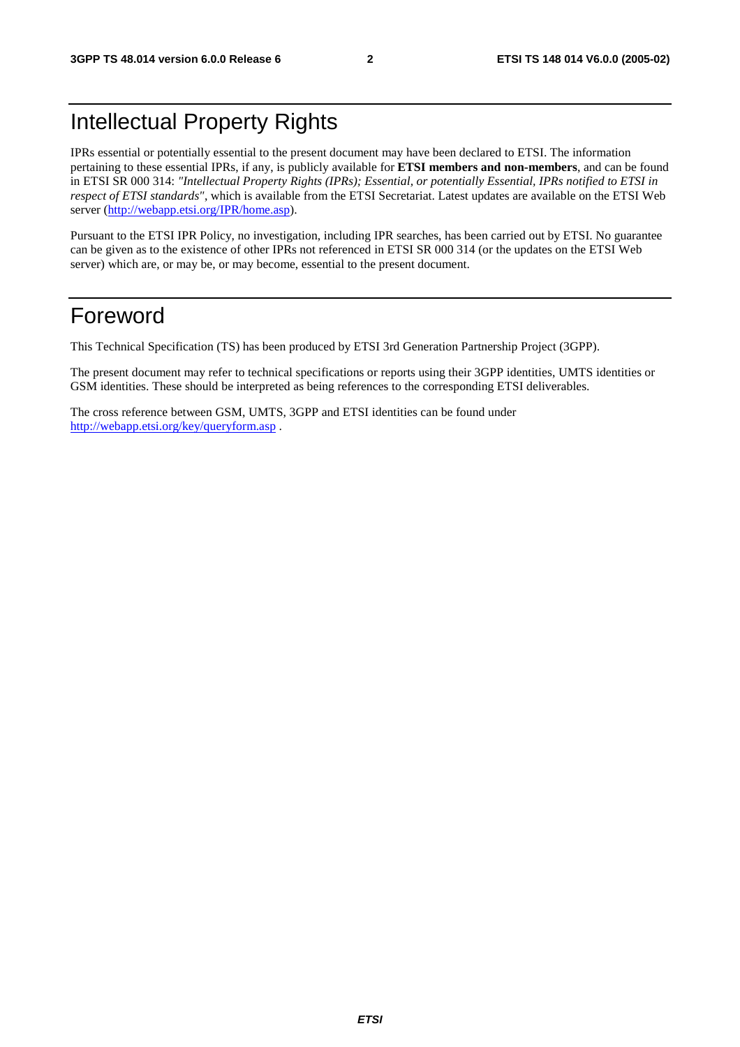# Intellectual Property Rights

IPRs essential or potentially essential to the present document may have been declared to ETSI. The information pertaining to these essential IPRs, if any, is publicly available for **ETSI members and non-members**, and can be found in ETSI SR 000 314: *"Intellectual Property Rights (IPRs); Essential, or potentially Essential, IPRs notified to ETSI in respect of ETSI standards"*, which is available from the ETSI Secretariat. Latest updates are available on the ETSI Web server (http://webapp.etsi.org/IPR/home.asp).

Pursuant to the ETSI IPR Policy, no investigation, including IPR searches, has been carried out by ETSI. No guarantee can be given as to the existence of other IPRs not referenced in ETSI SR 000 314 (or the updates on the ETSI Web server) which are, or may be, or may become, essential to the present document.

# Foreword

This Technical Specification (TS) has been produced by ETSI 3rd Generation Partnership Project (3GPP).

The present document may refer to technical specifications or reports using their 3GPP identities, UMTS identities or GSM identities. These should be interpreted as being references to the corresponding ETSI deliverables.

The cross reference between GSM, UMTS, 3GPP and ETSI identities can be found under http://webapp.etsi.org/key/queryform.asp .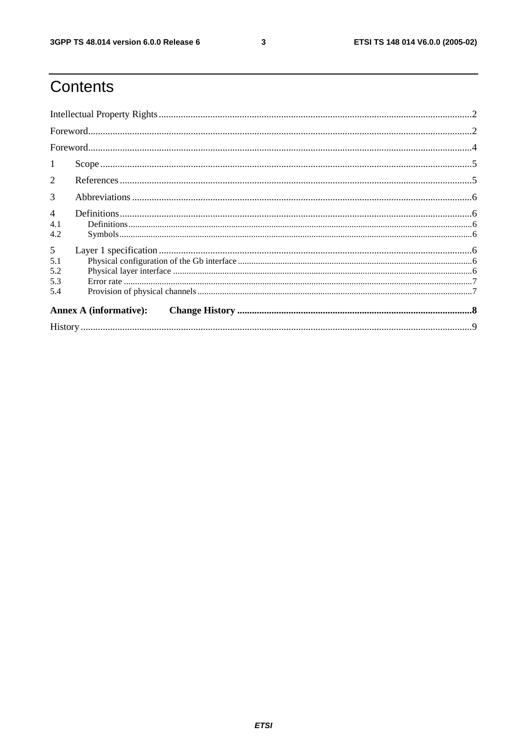# Contents

Intellectual Property Rights ....................................................................................................................................2

Foreword.................................................................................................................................................................2

Foreword.................................................................................................................................................................4

1 Scope ....................................................................................................................................................................5

2 References ............................................................................................................................................................5

3 Abbreviations .......................................................................................................................................................6

4 Definitions ............................................................................................................................................................6

4.1 Definitions ..........................................................................................................................................................6

4.2 Symbols ..............................................................................................................................................................6

5 Layer 1 specification ............................................................................................................................................6

5.1 Physical configuration of the Gb interface .........................................................................................................6

5.2 Physical layer interface ......................................................................................................................................6

5.3 Error rate ............................................................................................................................................................7

5.4 Provision of physical channels ..........................................................................................................................7

**Annex A (informative): Change History** ...................................................................................................**8**

History .....................................................................................................................................................................9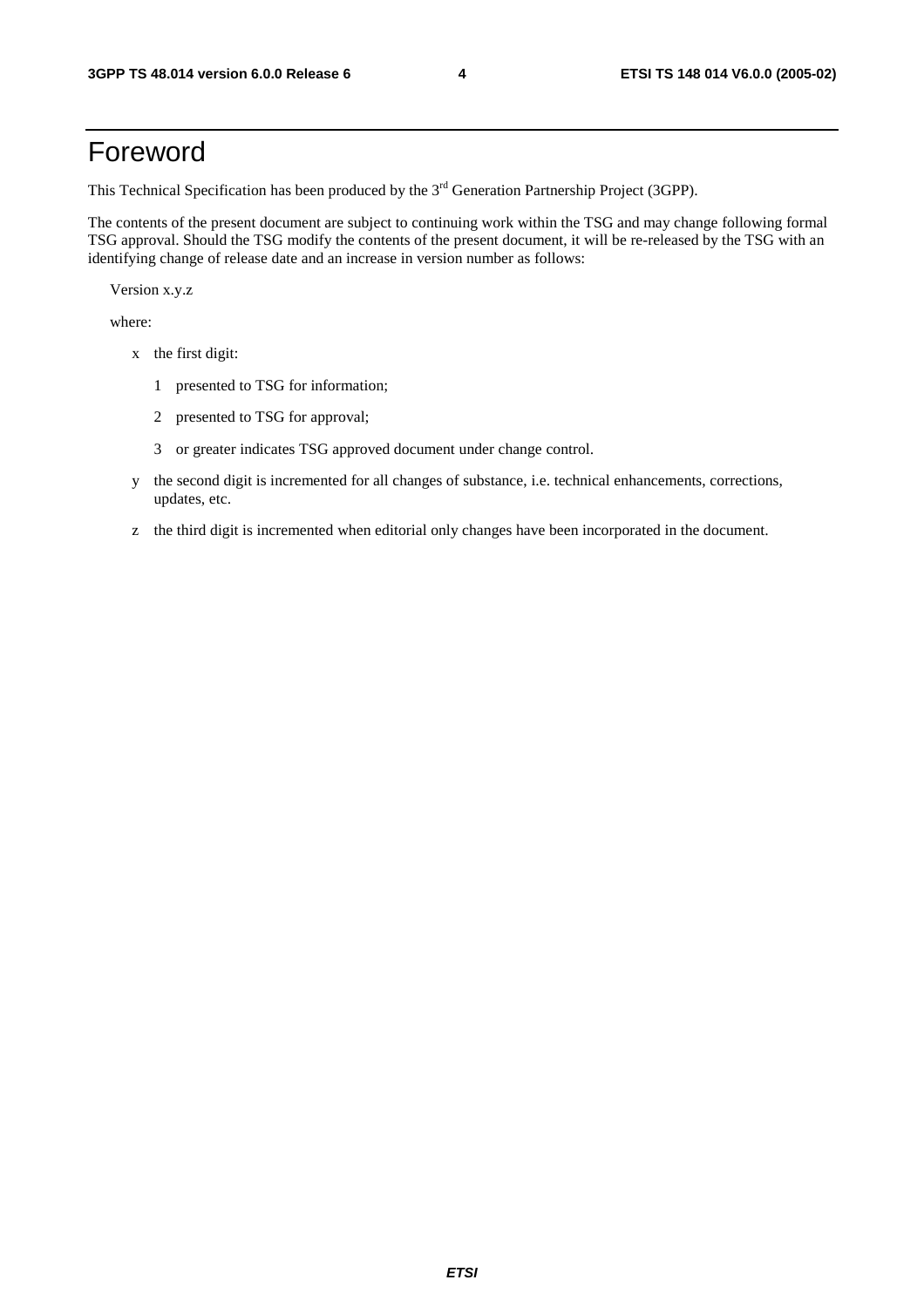# Foreword

This Technical Specification has been produced by the 3rd Generation Partnership Project (3GPP).

The contents of the present document are subject to continuing work within the TSG and may change following formal TSG approval. Should the TSG modify the contents of the present document, it will be re-released by the TSG with an identifying change of release date and an increase in version number as follows:

Version x.y.z

where:

- x the first digit:
  - 1 presented to TSG for information;
  - 2 presented to TSG for approval;
  - 3 or greater indicates TSG approved document under change control.
- y the second digit is incremented for all changes of substance, i.e. technical enhancements, corrections, updates, etc.
- z the third digit is incremented when editorial only changes have been incorporated in the document.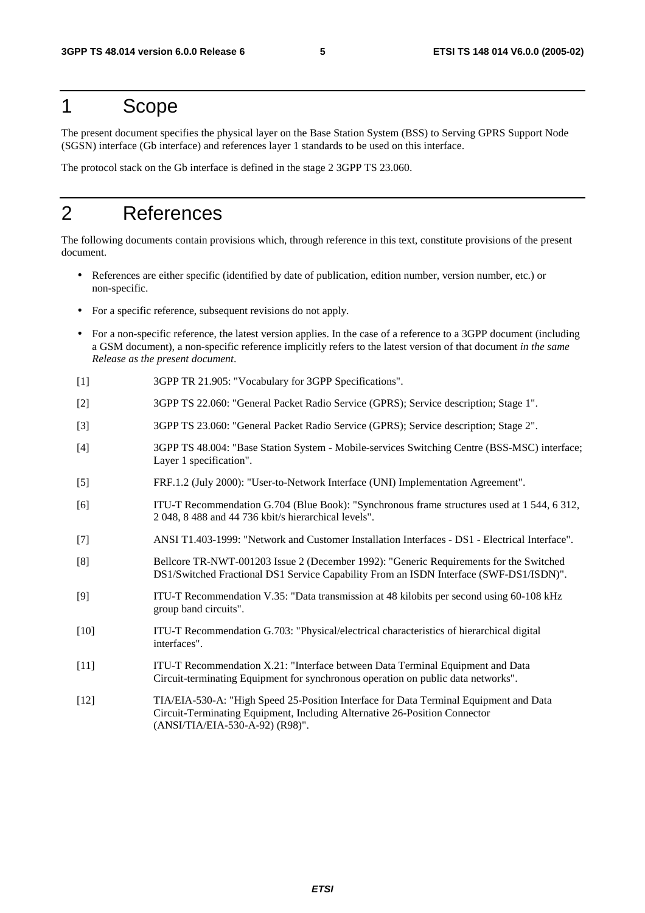# 1 Scope

The present document specifies the physical layer on the Base Station System (BSS) to Serving GPRS Support Node (SGSN) interface (Gb interface) and references layer 1 standards to be used on this interface.

The protocol stack on the Gb interface is defined in the stage 2 3GPP TS 23.060.

# 2 References

The following documents contain provisions which, through reference in this text, constitute provisions of the present document.

- References are either specific (identified by date of publication, edition number, version number, etc.) or non-specific.
- For a specific reference, subsequent revisions do not apply.
- For a non-specific reference, the latest version applies. In the case of a reference to a 3GPP document (including a GSM document), a non-specific reference implicitly refers to the latest version of that document *in the same Release as the present document*.

[1] 3GPP TR 21.905: "Vocabulary for 3GPP Specifications".

[2] 3GPP TS 22.060: "General Packet Radio Service (GPRS); Service description; Stage 1".

[3] 3GPP TS 23.060: "General Packet Radio Service (GPRS); Service description; Stage 2".

[4] 3GPP TS 48.004: "Base Station System - Mobile-services Switching Centre (BSS-MSC) interface; Layer 1 specification".

[5] FRF.1.2 (July 2000): "User-to-Network Interface (UNI) Implementation Agreement".

[6] ITU-T Recommendation G.704 (Blue Book): "Synchronous frame structures used at 1 544, 6 312, 2 048, 8 488 and 44 736 kbit/s hierarchical levels".

[7] ANSI T1.403-1999: "Network and Customer Installation Interfaces - DS1 - Electrical Interface".

[8] Bellcore TR-NWT-001203 Issue 2 (December 1992): "Generic Requirements for the Switched DS1/Switched Fractional DS1 Service Capability From an ISDN Interface (SWF-DS1/ISDN)".

[9] ITU-T Recommendation V.35: "Data transmission at 48 kilobits per second using 60-108 kHz group band circuits".

[10] ITU-T Recommendation G.703: "Physical/electrical characteristics of hierarchical digital interfaces".

[11] ITU-T Recommendation X.21: "Interface between Data Terminal Equipment and Data Circuit-terminating Equipment for synchronous operation on public data networks".

[12] TIA/EIA-530-A: "High Speed 25-Position Interface for Data Terminal Equipment and Data Circuit-Terminating Equipment, Including Alternative 26-Position Connector (ANSI/TIA/EIA-530-A-92) (R98)".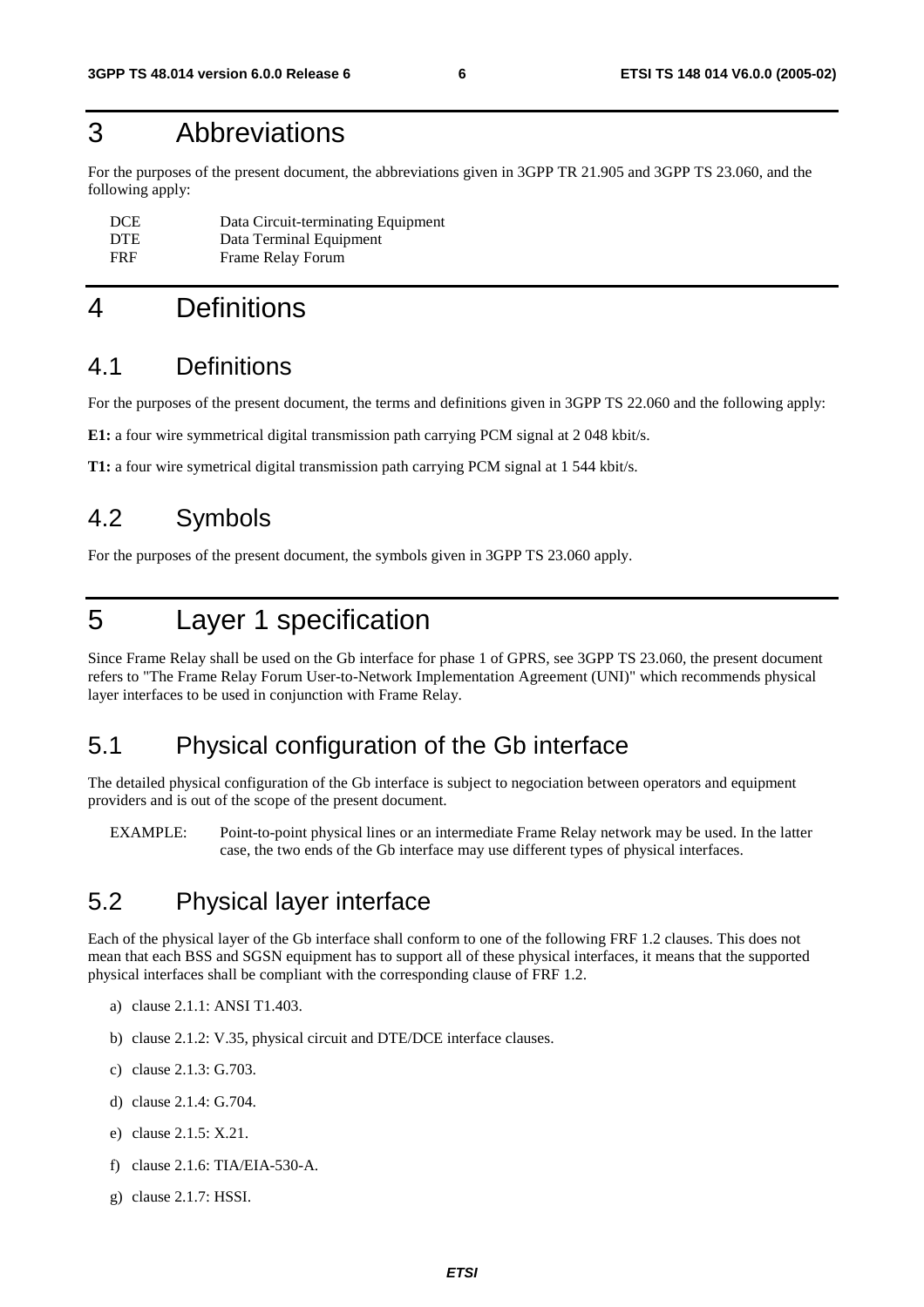# 3 Abbreviations

For the purposes of the present document, the abbreviations given in 3GPP TR 21.905 and 3GPP TS 23.060, and the following apply:

| | |
|---|---|
| DCE | Data Circuit-terminating Equipment |
| DTE | Data Terminal Equipment |
| FRF | Frame Relay Forum |

# 4 Definitions

## 4.1 Definitions

For the purposes of the present document, the terms and definitions given in 3GPP TS 22.060 and the following apply:

**E1:** a four wire symmetrical digital transmission path carrying PCM signal at 2 048 kbit/s.

**T1:** a four wire symetrical digital transmission path carrying PCM signal at 1 544 kbit/s.

## 4.2 Symbols

For the purposes of the present document, the symbols given in 3GPP TS 23.060 apply.

# 5 Layer 1 specification

Since Frame Relay shall be used on the Gb interface for phase 1 of GPRS, see 3GPP TS 23.060, the present document refers to "The Frame Relay Forum User-to-Network Implementation Agreement (UNI)" which recommends physical layer interfaces to be used in conjunction with Frame Relay.

## 5.1 Physical configuration of the Gb interface

The detailed physical configuration of the Gb interface is subject to negociation between operators and equipment providers and is out of the scope of the present document.

EXAMPLE: Point-to-point physical lines or an intermediate Frame Relay network may be used. In the latter case, the two ends of the Gb interface may use different types of physical interfaces.

## 5.2 Physical layer interface

Each of the physical layer of the Gb interface shall conform to one of the following FRF 1.2 clauses. This does not mean that each BSS and SGSN equipment has to support all of these physical interfaces, it means that the supported physical interfaces shall be compliant with the corresponding clause of FRF 1.2.

a) clause 2.1.1: ANSI T1.403.

b) clause 2.1.2: V.35, physical circuit and DTE/DCE interface clauses.

c) clause 2.1.3: G.703.

d) clause 2.1.4: G.704.

e) clause 2.1.5: X.21.

f) clause 2.1.6: TIA/EIA-530-A.

g) clause 2.1.7: HSSI.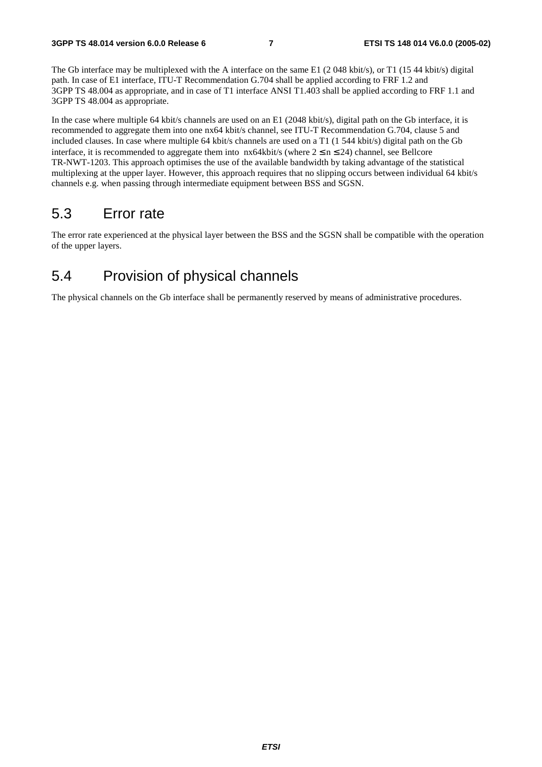The Gb interface may be multiplexed with the A interface on the same E1 (2 048 kbit/s), or T1 (15 44 kbit/s) digital path. In case of E1 interface, ITU-T Recommendation G.704 shall be applied according to FRF 1.2 and 3GPP TS 48.004 as appropriate, and in case of T1 interface ANSI T1.403 shall be applied according to FRF 1.1 and 3GPP TS 48.004 as appropriate.

In the case where multiple 64 kbit/s channels are used on an E1 (2048 kbit/s), digital path on the Gb interface, it is recommended to aggregate them into one nx64 kbit/s channel, see ITU-T Recommendation G.704, clause 5 and included clauses. In case where multiple 64 kbit/s channels are used on a T1 (1 544 kbit/s) digital path on the Gb interface, it is recommended to aggregate them into nx64kbit/s (where $2 \leq n \leq 24$) channel, see Bellcore TR-NWT-1203. This approach optimises the use of the available bandwidth by taking advantage of the statistical multiplexing at the upper layer. However, this approach requires that no slipping occurs between individual 64 kbit/s channels e.g. when passing through intermediate equipment between BSS and SGSN.

## 5.3 Error rate

The error rate experienced at the physical layer between the BSS and the SGSN shall be compatible with the operation of the upper layers.

## 5.4 Provision of physical channels

The physical channels on the Gb interface shall be permanently reserved by means of administrative procedures.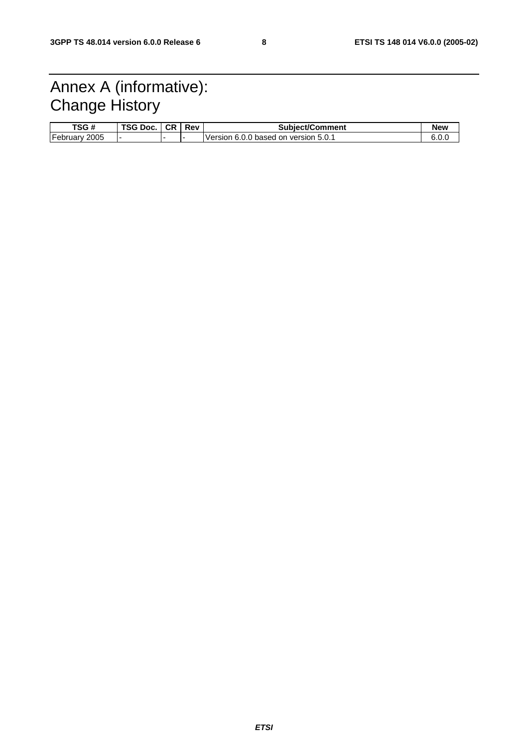# Annex A (informative): Change History

| TSG # | TSG Doc. | CR | Rev | Subject/Comment | New |
|---|---|---|---|---|---|
| February 2005 | - | - | - | Version 6.0.0 based on version 5.0.1 | 6.0.0 |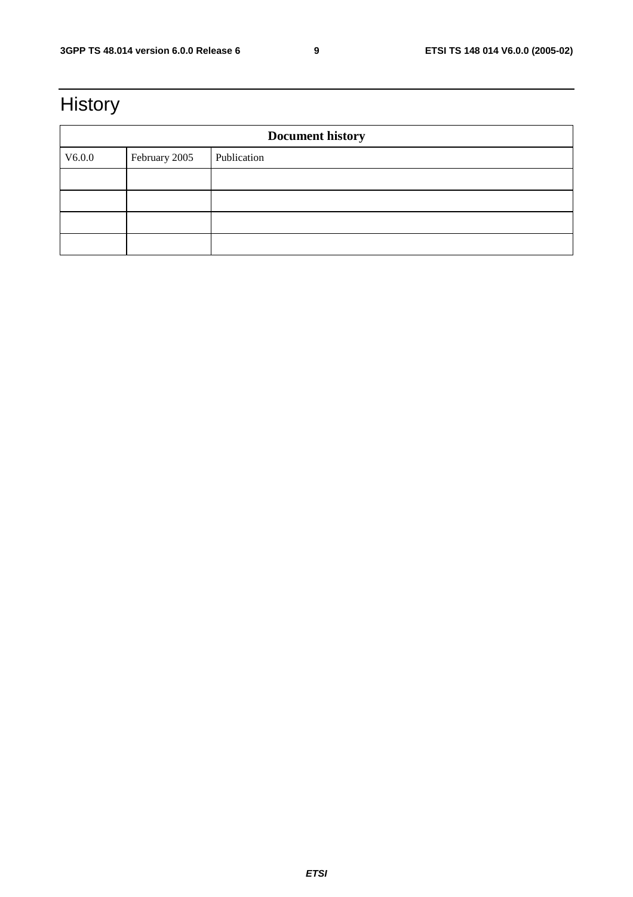# History

| Document history | | |
|---|---|---|
| V6.0.0 | February 2005 | Publication |
| | | |
| | | |
| | | |
| | | |